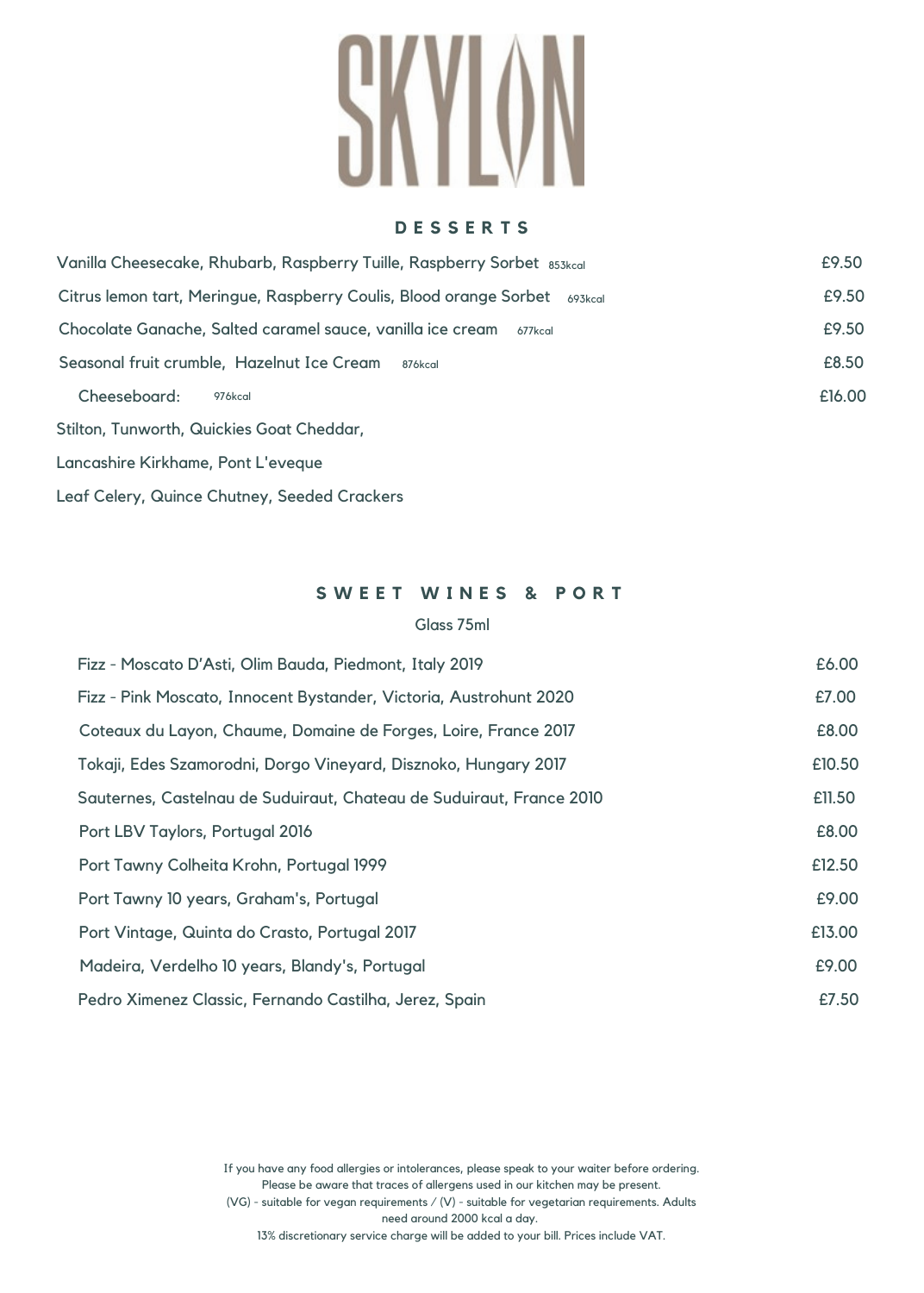# SKYLON

## DESSERTS

| Dessert | Price |
|---|---|
| Vanilla Cheesecake, Rhubarb, Raspberry Tuille, Raspberry Sorbet 853kcal | £9.50 |
| Citrus lemon tart, Meringue, Raspberry Coulis, Blood orange Sorbet 693kcal | £9.50 |
| Chocolate Ganache, Salted caramel sauce, vanilla ice cream 677kcal | £9.50 |
| Seasonal fruit crumble, Hazelnut Ice Cream 876kcal | £8.50 |
| Cheeseboard: 976kcal | £16.00 |

Stilton, Tunworth, Quickies Goat Cheddar,

Lancashire Kirkhame, Pont L'eveque

Leaf Celery, Quince Chutney, Seeded Crackers

## SWEET WINES & PORT

Glass 75ml

| Wine | Price |
|---|---|
| Fizz - Moscato D'Asti, Olim Bauda, Piedmont, Italy 2019 | £6.00 |
| Fizz - Pink Moscato, Innocent Bystander, Victoria, Austrohunt 2020 | £7.00 |
| Coteaux du Layon, Chaume, Domaine de Forges, Loire, France 2017 | £8.00 |
| Tokaji, Edes Szamorodni, Dorgo Vineyard, Disznoko, Hungary 2017 | £10.50 |
| Sauternes, Castelnau de Suduiraut, Chateau de Suduiraut, France 2010 | £11.50 |
| Port LBV Taylors, Portugal 2016 | £8.00 |
| Port Tawny Colheita Krohn, Portugal 1999 | £12.50 |
| Port Tawny 10 years, Graham's, Portugal | £9.00 |
| Port Vintage, Quinta do Crasto, Portugal 2017 | £13.00 |
| Madeira, Verdelho 10 years, Blandy's, Portugal | £9.00 |
| Pedro Ximenez Classic, Fernando Castilha, Jerez, Spain | £7.50 |

If you have any food allergies or intolerances, please speak to your waiter before ordering.
Please be aware that traces of allergens used in our kitchen may be present.
(VG) - suitable for vegan requirements / (V) - suitable for vegetarian requirements. Adults need around 2000 kcal a day.
13% discretionary service charge will be added to your bill. Prices include VAT.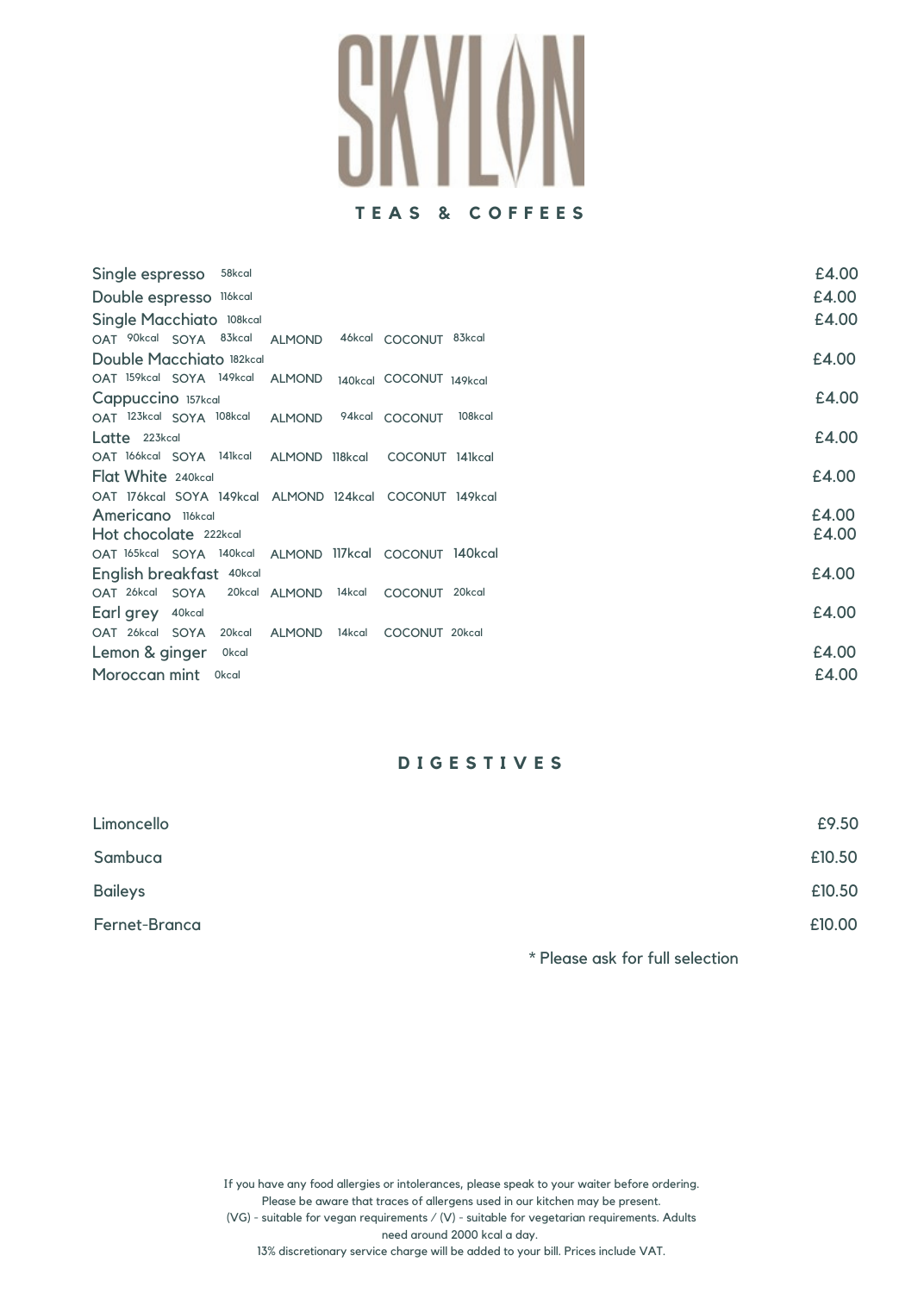# SKYLON

## TEAS & COFFEES

| | |
|---|---|
| Single espresso 58kcal | £4.00 |
| Double espresso 116kcal | £4.00 |
| Single Macchiato 108kcal<br>OAT 90kcal SOYA 83kcal ALMOND 46kcal COCONUT 83kcal | £4.00 |
| Double Macchiato 182kcal<br>OAT 159kcal SOYA 149kcal ALMOND 140kcal COCONUT 149kcal | £4.00 |
| Cappuccino 157kcal<br>OAT 123kcal SOYA 108kcal ALMOND 94kcal COCONUT 108kcal | £4.00 |
| Latte 223kcal<br>OAT 166kcal SOYA 141kcal ALMOND 118kcal COCONUT 141kcal | £4.00 |
| Flat White 240kcal<br>OAT 176kcal SOYA 149kcal ALMOND 124kcal COCONUT 149kcal | £4.00 |
| Americano 116kcal | £4.00 |
| Hot chocolate 222kcal<br>OAT 165kcal SOYA 140kcal ALMOND 117kcal COCONUT 140kcal | £4.00 |
| English breakfast 40kcal<br>OAT 26kcal SOYA 20kcal ALMOND 14kcal COCONUT 20kcal | £4.00 |
| Earl grey 40kcal<br>OAT 26kcal SOYA 20kcal ALMOND 14kcal COCONUT 20kcal | £4.00 |
| Lemon & ginger 0kcal | £4.00 |
| Moroccan mint 0kcal | £4.00 |

## DIGESTIVES

| | |
|---|---|
| Limoncello | £9.50 |
| Sambuca | £10.50 |
| Baileys | £10.50 |
| Fernet-Branca | £10.00 |

* Please ask for full selection

If you have any food allergies or intolerances, please speak to your waiter before ordering.
Please be aware that traces of allergens used in our kitchen may be present.
(VG) - suitable for vegan requirements / (V) - suitable for vegetarian requirements. Adults need around 2000 kcal a day.
13% discretionary service charge will be added to your bill. Prices include VAT.